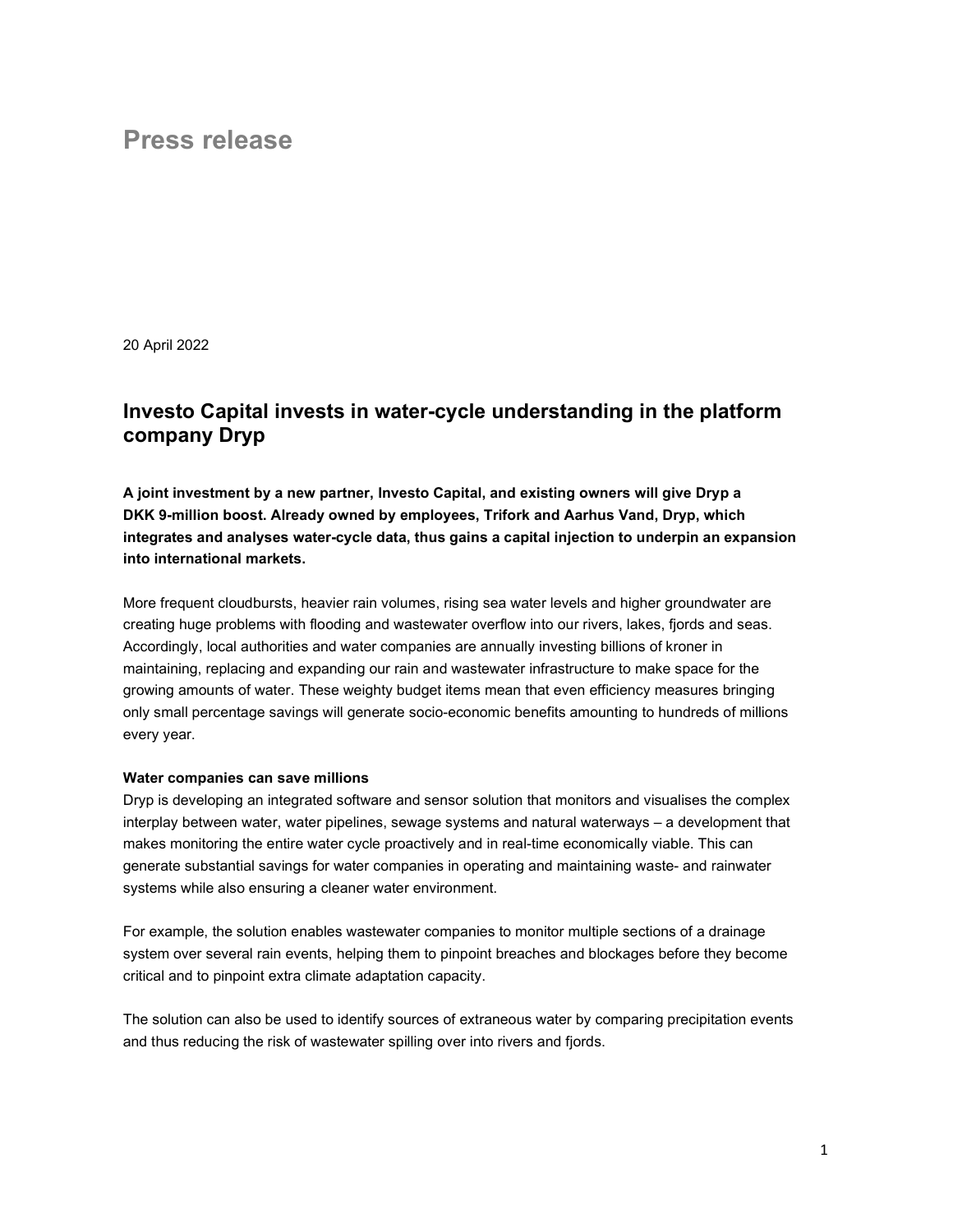# Press release

20 April 2022

## Investo Capital invests in water-cycle understanding in the platform company Dryp

**A joint investment by a new partner, Investo Capital, and existing owners will give Dryp a DKK 9-million boost. Already owned by employees, Trifork and Aarhus Vand, Dryp, which integrates and analyses water-cycle data, thus gains a capital injection to underpin an expansion into international markets.**

More frequent cloudbursts, heavier rain volumes, rising sea water levels and higher groundwater are creating huge problems with flooding and wastewater overflow into our rivers, lakes, fjords and seas. Accordingly, local authorities and water companies are annually investing billions of kroner in maintaining, replacing and expanding our rain and wastewater infrastructure to make space for the growing amounts of water. These weighty budget items mean that even efficiency measures bringing only small percentage savings will generate socio-economic benefits amounting to hundreds of millions every year.

**Water companies can save millions**

Dryp is developing an integrated software and sensor solution that monitors and visualises the complex interplay between water, water pipelines, sewage systems and natural waterways – a development that makes monitoring the entire water cycle proactively and in real-time economically viable. This can generate substantial savings for water companies in operating and maintaining waste- and rainwater systems while also ensuring a cleaner water environment.

For example, the solution enables wastewater companies to monitor multiple sections of a drainage system over several rain events, helping them to pinpoint breaches and blockages before they become critical and to pinpoint extra climate adaptation capacity.

The solution can also be used to identify sources of extraneous water by comparing precipitation events and thus reducing the risk of wastewater spilling over into rivers and fjords.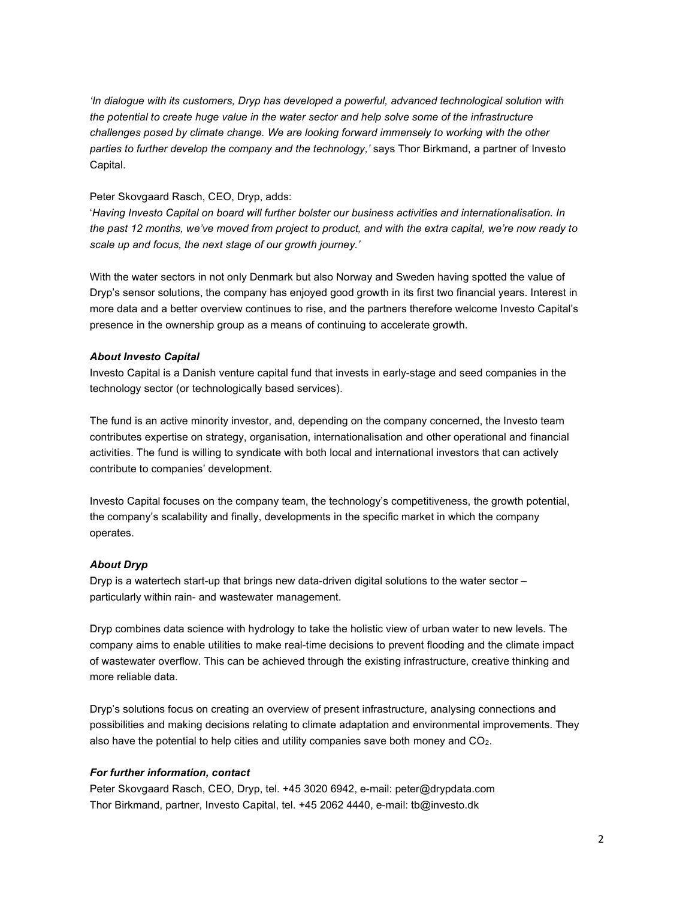*'In dialogue with its customers, Dryp has developed a powerful, advanced technological solution with the potential to create huge value in the water sector and help solve some of the infrastructure challenges posed by climate change. We are looking forward immensely to working with the other parties to further develop the company and the technology,'* says Thor Birkmand, a partner of Investo Capital.

Peter Skovgaard Rasch, CEO, Dryp, adds:
'*Having Investo Capital on board will further bolster our business activities and internationalisation. In the past 12 months, we've moved from project to product, and with the extra capital, we're now ready to scale up and focus, the next stage of our growth journey.'*

With the water sectors in not only Denmark but also Norway and Sweden having spotted the value of Dryp's sensor solutions, the company has enjoyed good growth in its first two financial years. Interest in more data and a better overview continues to rise, and the partners therefore welcome Investo Capital's presence in the ownership group as a means of continuing to accelerate growth.

***About Investo Capital***

Investo Capital is a Danish venture capital fund that invests in early-stage and seed companies in the technology sector (or technologically based services).

The fund is an active minority investor, and, depending on the company concerned, the Investo team contributes expertise on strategy, organisation, internationalisation and other operational and financial activities. The fund is willing to syndicate with both local and international investors that can actively contribute to companies' development.

Investo Capital focuses on the company team, the technology's competitiveness, the growth potential, the company's scalability and finally, developments in the specific market in which the company operates.

***About Dryp***

Dryp is a watertech start-up that brings new data-driven digital solutions to the water sector – particularly within rain- and wastewater management.

Dryp combines data science with hydrology to take the holistic view of urban water to new levels. The company aims to enable utilities to make real-time decisions to prevent flooding and the climate impact of wastewater overflow. This can be achieved through the existing infrastructure, creative thinking and more reliable data.

Dryp's solutions focus on creating an overview of present infrastructure, analysing connections and possibilities and making decisions relating to climate adaptation and environmental improvements. They also have the potential to help cities and utility companies save both money and $CO_2$.

***For further information, contact***

Peter Skovgaard Rasch, CEO, Dryp, tel. +45 3020 6942, e-mail: peter@drypdata.com
Thor Birkmand, partner, Investo Capital, tel. +45 2062 4440, e-mail: tb@investo.dk